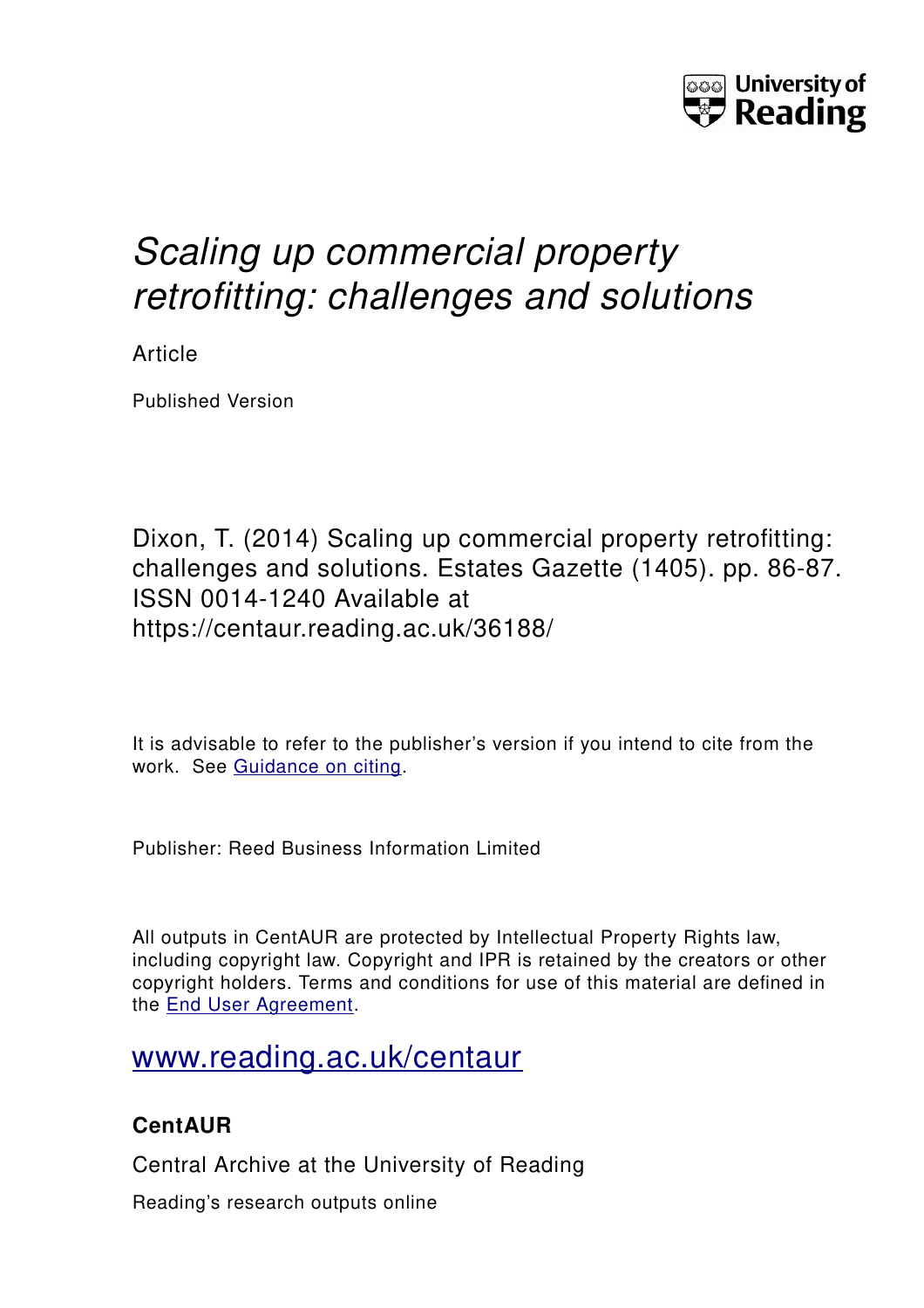University of Reading

# *Scaling up commercial property retrofitting: challenges and solutions*

Article

Published Version

Dixon, T. (2014) Scaling up commercial property retrofitting: challenges and solutions. Estates Gazette (1405). pp. 86-87. ISSN 0014-1240 Available at https://centaur.reading.ac.uk/36188/

It is advisable to refer to the publisher's version if you intend to cite from the work. See Guidance on citing.

Publisher: Reed Business Information Limited

All outputs in CentAUR are protected by Intellectual Property Rights law, including copyright law. Copyright and IPR is retained by the creators or other copyright holders. Terms and conditions for use of this material are defined in the End User Agreement.

www.reading.ac.uk/centaur

**CentAUR**

Central Archive at the University of Reading

Reading's research outputs online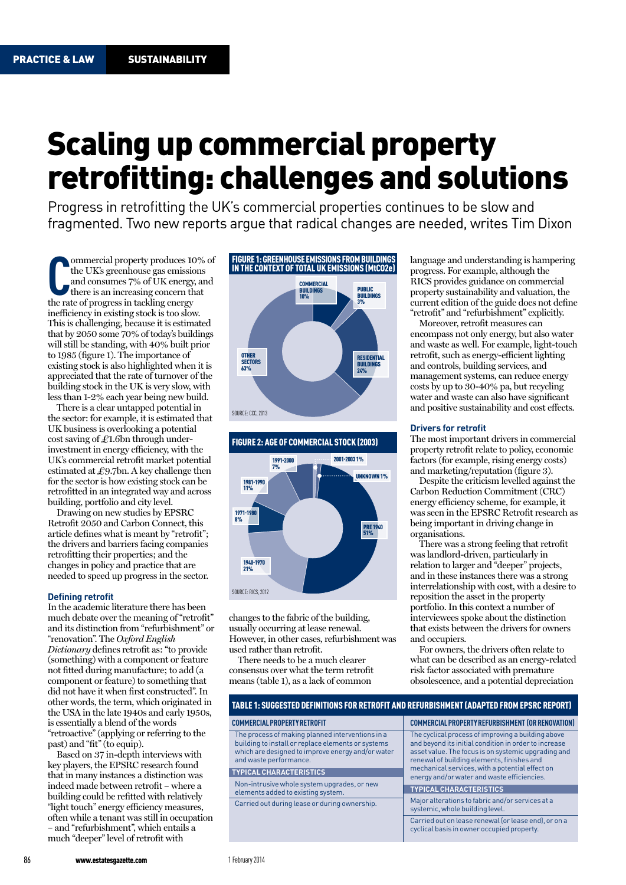PRACTICE & LAW | SUSTAINABILITY

# Scaling up commercial property retrofitting: challenges and solutions

Progress in retrofitting the UK's commercial properties continues to be slow and fragmented. Two new reports argue that radical changes are needed, writes Tim Dixon

Commercial property produces 10% of the UK's greenhouse gas emissions and consumes 7% of UK energy, and there is an increasing concern that the rate of progress in tackling energy inefficiency in existing stock is too slow. This is challenging, because it is estimated that by 2050 some 70% of today's buildings will still be standing, with 40% built prior to 1985 (figure 1). The importance of existing stock is also highlighted when it is appreciated that the rate of turnover of the building stock in the UK is very slow, with less than 1-2% each year being new build.

There is a clear untapped potential in the sector: for example, it is estimated that UK business is overlooking a potential cost saving of £1.6bn through under-investment in energy efficiency, with the UK's commercial retrofit market potential estimated at £9.7bn. A key challenge then for the sector is how existing stock can be retrofitted in an integrated way and across building, portfolio and city level.

Drawing on new studies by EPSRC Retrofit 2050 and Carbon Connect, this article defines what is meant by "retrofit"; the drivers and barriers facing companies retrofitting their properties; and the changes in policy and practice that are needed to speed up progress in the sector.

**FIGURE 1: GREENHOUSE EMISSIONS FROM BUILDINGS IN THE CONTEXT OF TOTAL UK EMISSIONS (MtCO2e)**

| Sector | Share |
|---|---|
| Commercial buildings | 10% |
| Public buildings | 3% |
| Residential buildings | 24% |
| Other sectors | 63% |

SOURCE: CCC, 2013

**FIGURE 2: AGE OF COMMERCIAL STOCK (2003)**

| Age | Share |
|---|---|
| Pre 1940 | 51% |
| 1940-1970 | 21% |
| 1971-1980 | 8% |
| 1981-1990 | 11% |
| 1991-2000 | 7% |
| 2001-2003 | 1% |
| Unknown | 1% |

SOURCE: RICS, 2012

### Defining retrofit

In the academic literature there has been much debate over the meaning of "retrofit" and its distinction from "refurbishment" or "renovation". The *Oxford English Dictionary* defines retrofit as: "to provide (something) with a component or feature not fitted during manufacture; to add (a component or feature) to something that did not have it when first constructed". In other words, the term, which originated in the USA in the late 1940s and early 1950s, is essentially a blend of the words "retroactive" (applying or referring to the past) and "fit" (to equip).

Based on 37 in-depth interviews with key players, the EPSRC research found that in many instances a distinction was indeed made between retrofit – where a building could be refitted with relatively "light touch" energy efficiency measures, often while a tenant was still in occupation – and "refurbishment", which entails a much "deeper" level of retrofit with changes to the fabric of the building, usually occurring at lease renewal. However, in other cases, refurbishment was used rather than retrofit.

There needs to be a much clearer consensus over what the term retrofit means (table 1), as a lack of common language and understanding is hampering progress. For example, although the RICS provides guidance on commercial property sustainability and valuation, the current edition of the guide does not define "retrofit" and "refurbishment" explicitly.

Moreover, retrofit measures can encompass not only energy, but also water and waste as well. For example, light-touch retrofit, such as energy-efficient lighting and controls, building services, and management systems, can reduce energy costs by up to 30-40% pa, but recycling water and waste can also have significant and positive sustainability and cost effects.

### Drivers for retrofit

The most important drivers in commercial property retrofit relate to policy, economic factors (for example, rising energy costs) and marketing/reputation (figure 3).

Despite the criticism levelled against the Carbon Reduction Commitment (CRC) energy efficiency scheme, for example, it was seen in the EPSRC Retrofit research as being important in driving change in organisations.

There was a strong feeling that retrofit was landlord-driven, particularly in relation to larger and "deeper" projects, and in these instances there was a strong interrelationship with cost, with a desire to reposition the asset in the property portfolio. In this context a number of interviewees spoke about the distinction that exists between the drivers for owners and occupiers.

For owners, the drivers often relate to what can be described as an energy-related risk factor associated with premature obsolescence, and a potential depreciation

**TABLE 1: SUGGESTED DEFINITIONS FOR RETROFIT AND REFURBISHMENT (ADAPTED FROM EPSRC REPORT)**

| COMMERCIAL PROPERTY RETROFIT | COMMERCIAL PROPERTY REFURBISHMENT (OR RENOVATION) |
|---|---|
| The process of making planned interventions in a building to install or replace elements or systems which are designed to improve energy and/or water and waste performance. | The cyclical process of improving a building above and beyond its initial condition in order to increase asset value. The focus is on systemic upgrading and renewal of building elements, finishes and mechanical services, with a potential effect on energy and/or water and waste efficiencies. |
| **TYPICAL CHARACTERISTICS** | **TYPICAL CHARACTERISTICS** |
| Non-intrusive whole system upgrades, or new elements added to existing system. | Major alterations to fabric and/or services at a systemic, whole building level. |
| Carried out during lease or during ownership. | Carried out on lease renewal (or lease end), or on a cyclical basis in owner occupied property. |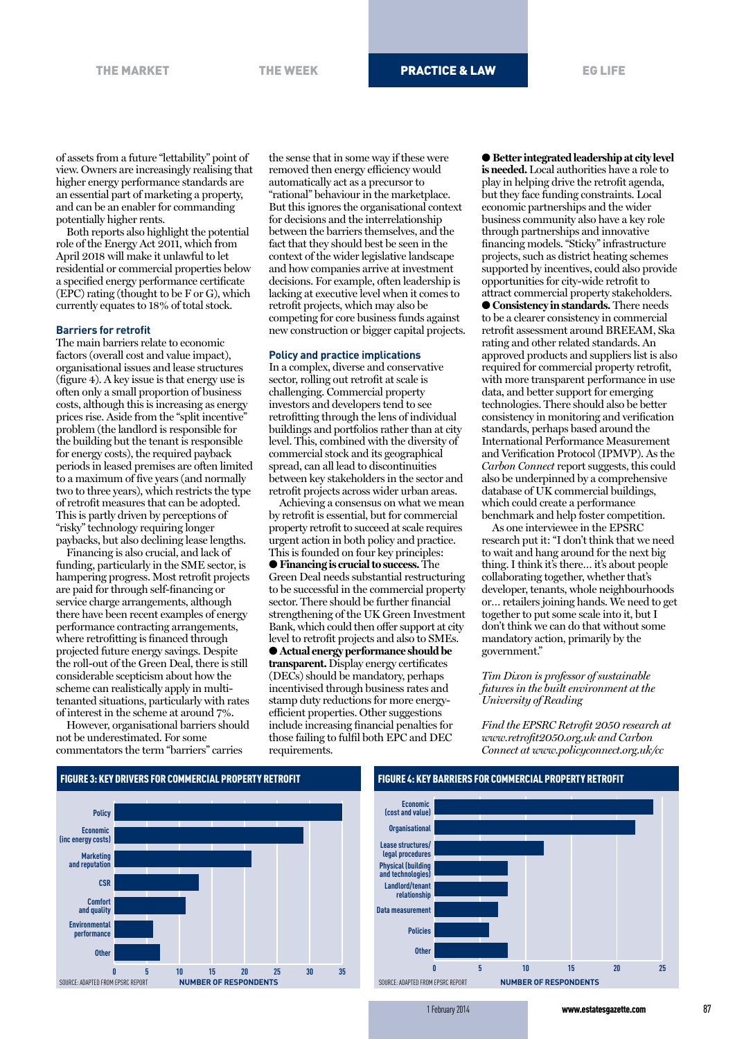of assets from a future "lettability" point of view. Owners are increasingly realising that higher energy performance standards are an essential part of marketing a property, and can be an enabler for commanding potentially higher rents.

Both reports also highlight the potential role of the Energy Act 2011, which from April 2018 will make it unlawful to let residential or commercial properties below a specified energy performance certificate (EPC) rating (thought to be F or G), which currently equates to 18% of total stock.

### Barriers for retrofit

The main barriers relate to economic factors (overall cost and value impact), organisational issues and lease structures (figure 4). A key issue is that energy use is often only a small proportion of business costs, although this is increasing as energy prices rise. Aside from the "split incentive" problem (the landlord is responsible for the building but the tenant is responsible for energy costs), the required payback periods in leased premises are often limited to a maximum of five years (and normally two to three years), which restricts the type of retrofit measures that can be adopted. This is partly driven by perceptions of "risky" technology requiring longer paybacks, but also declining lease lengths.

Financing is also crucial, and lack of funding, particularly in the SME sector, is hampering progress. Most retrofit projects are paid for through self-financing or service charge arrangements, although there have been recent examples of energy performance contracting arrangements, where retrofitting is financed through projected future energy savings. Despite the roll-out of the Green Deal, there is still considerable scepticism about how the scheme can realistically apply in multi-tenanted situations, particularly with rates of interest in the scheme at around 7%.

However, organisational barriers should not be underestimated. For some commentators the term "barriers" carries the sense that in some way if these were removed then energy efficiency would automatically act as a precursor to "rational" behaviour in the marketplace. But this ignores the organisational context for decisions and the interrelationship between the barriers themselves, and the fact that they should best be seen in the context of the wider legislative landscape and how companies arrive at investment decisions. For example, often leadership is lacking at executive level when it comes to retrofit projects, which may also be competing for core business funds against new construction or bigger capital projects.

### Policy and practice implications

In a complex, diverse and conservative sector, rolling out retrofit at scale is challenging. Commercial property investors and developers tend to see retrofitting through the lens of individual buildings and portfolios rather than at city level. This, combined with the diversity of commercial stock and its geographical spread, can all lead to discontinuities between key stakeholders in the sector and retrofit projects across wider urban areas.

Achieving a consensus on what we mean by retrofit is essential, but for commercial property retrofit to succeed at scale requires urgent action in both policy and practice. This is founded on four key principles:

- **Financing is crucial to success.** The Green Deal needs substantial restructuring to be successful in the commercial property sector. There should be further financial strengthening of the UK Green Investment Bank, which could then offer support at city level to retrofit projects and also to SMEs.
- **Actual energy performance should be transparent.** Display energy certificates (DECs) should be mandatory, perhaps incentivised through business rates and stamp duty reductions for more energy-efficient properties. Other suggestions include increasing financial penalties for those failing to fulfil both EPC and DEC requirements.
- **Better integrated leadership at city level is needed.** Local authorities have a role to play in helping drive the retrofit agenda, but they face funding constraints. Local economic partnerships and the wider business community also have a key role through partnerships and innovative financing models. "Sticky" infrastructure projects, such as district heating schemes supported by incentives, could also provide opportunities for city-wide retrofit to attract commercial property stakeholders.
- **Consistency in standards.** There needs to be a clearer consistency in commercial retrofit assessment around BREEAM, Ska rating and other related standards. An approved products and suppliers list is also required for commercial property retrofit, with more transparent performance in use data, and better support for emerging technologies. There should also be better consistency in monitoring and verification standards, perhaps based around the International Performance Measurement and Verification Protocol (IPMVP). As the *Carbon Connect* report suggests, this could also be underpinned by a comprehensive database of UK commercial buildings, which could create a performance benchmark and help foster competition.

As one interviewee in the EPSRC research put it: "I don't think that we need to wait and hang around for the next big thing. I think it's there… it's about people collaborating together, whether that's developer, tenants, whole neighbourhoods or… retailers joining hands. We need to get together to put some scale into it, but I don't think we can do that without some mandatory action, primarily by the government."

*Tim Dixon is professor of sustainable futures in the built environment at the University of Reading*

*Find the EPSRC Retrofit 2050 research at www.retrofit2050.org.uk and Carbon Connect at www.policyconnect.org.uk/cc*

**FIGURE 3: KEY DRIVERS FOR COMMERCIAL PROPERTY RETROFIT**

Policy
Economic (inc energy costs)
Marketing and reputation
CSR
Comfort and quality
Environmental performance
Other

0 5 10 15 20 25 30 35

NUMBER OF RESPONDENTS

SOURCE: ADAPTED FROM EPSRC REPORT

**FIGURE 4: KEY BARRIERS FOR COMMERCIAL PROPERTY RETROFIT**

Economic (cost and value)
Organisational
Lease structures/ legal procedures
Physical (building and technologies)
Landlord/tenant relationship
Data measurement
Policies
Other

0 5 10 15 20 25

NUMBER OF RESPONDENTS

SOURCE: ADAPTED FROM EPSRC REPORT